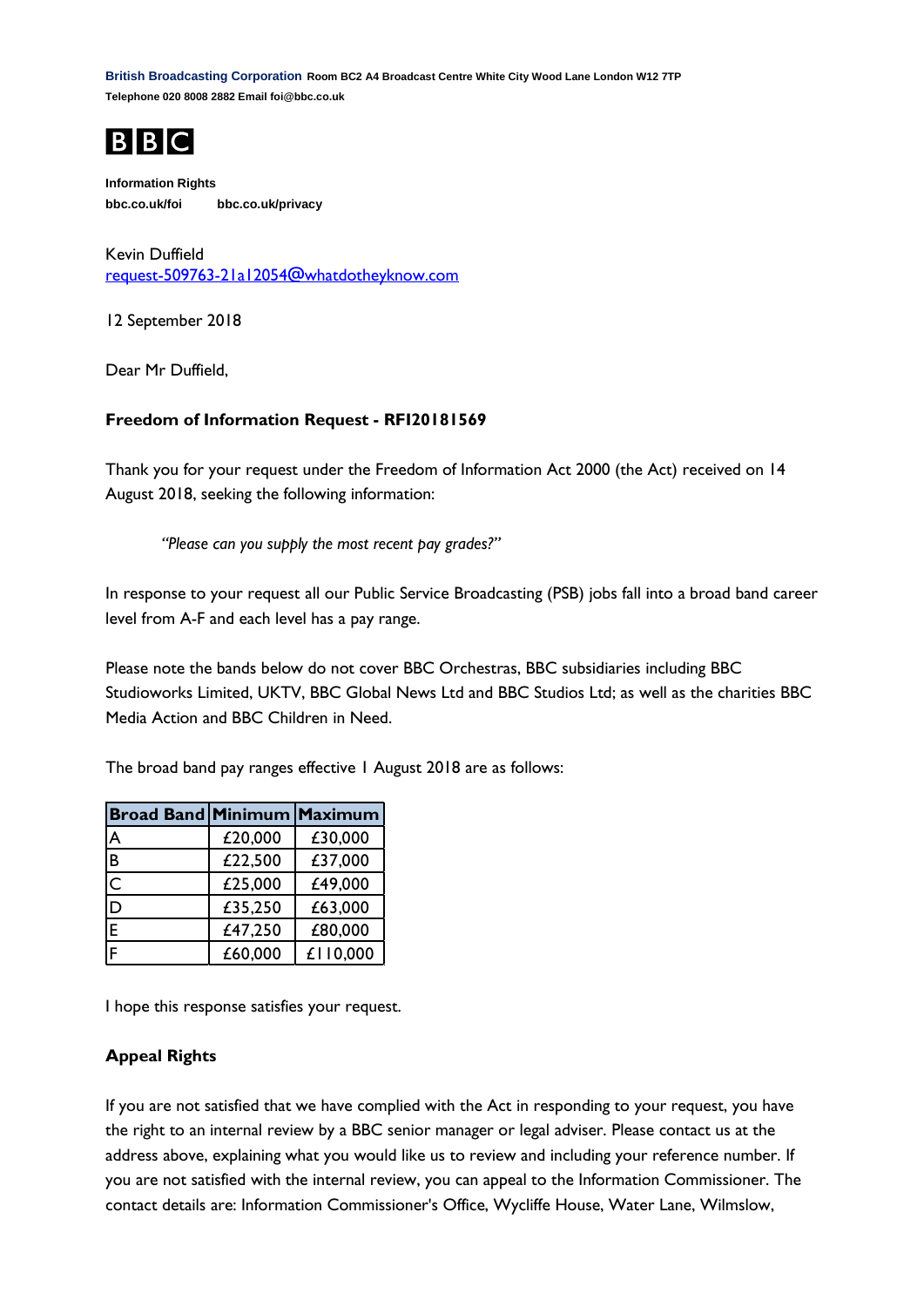**British Broadcasting Corporation** Room BC2 A4 Broadcast Centre White City Wood Lane London W12 7TP
Telephone 020 8008 2882 Email foi@bbc.co.uk

**BBC**

**Information Rights**
**bbc.co.uk/foi** **bbc.co.uk/privacy**

Kevin Duffield
request-509763-21a12054@whatdotheyknow.com

12 September 2018

Dear Mr Duffield,

**Freedom of Information Request - RFI20181569**

Thank you for your request under the Freedom of Information Act 2000 (the Act) received on 14 August 2018, seeking the following information:

> *"Please can you supply the most recent pay grades?"*

In response to your request all our Public Service Broadcasting (PSB) jobs fall into a broad band career level from A-F and each level has a pay range.

Please note the bands below do not cover BBC Orchestras, BBC subsidiaries including BBC Studioworks Limited, UKTV, BBC Global News Ltd and BBC Studios Ltd; as well as the charities BBC Media Action and BBC Children in Need.

The broad band pay ranges effective 1 August 2018 are as follows:

| Broad Band | Minimum | Maximum |
|---|---|---|
| A | £20,000 | £30,000 |
| B | £22,500 | £37,000 |
| C | £25,000 | £49,000 |
| D | £35,250 | £63,000 |
| E | £47,250 | £80,000 |
| F | £60,000 | £110,000 |

I hope this response satisfies your request.

**Appeal Rights**

If you are not satisfied that we have complied with the Act in responding to your request, you have the right to an internal review by a BBC senior manager or legal adviser. Please contact us at the address above, explaining what you would like us to review and including your reference number. If you are not satisfied with the internal review, you can appeal to the Information Commissioner. The contact details are: Information Commissioner's Office, Wycliffe House, Water Lane, Wilmslow,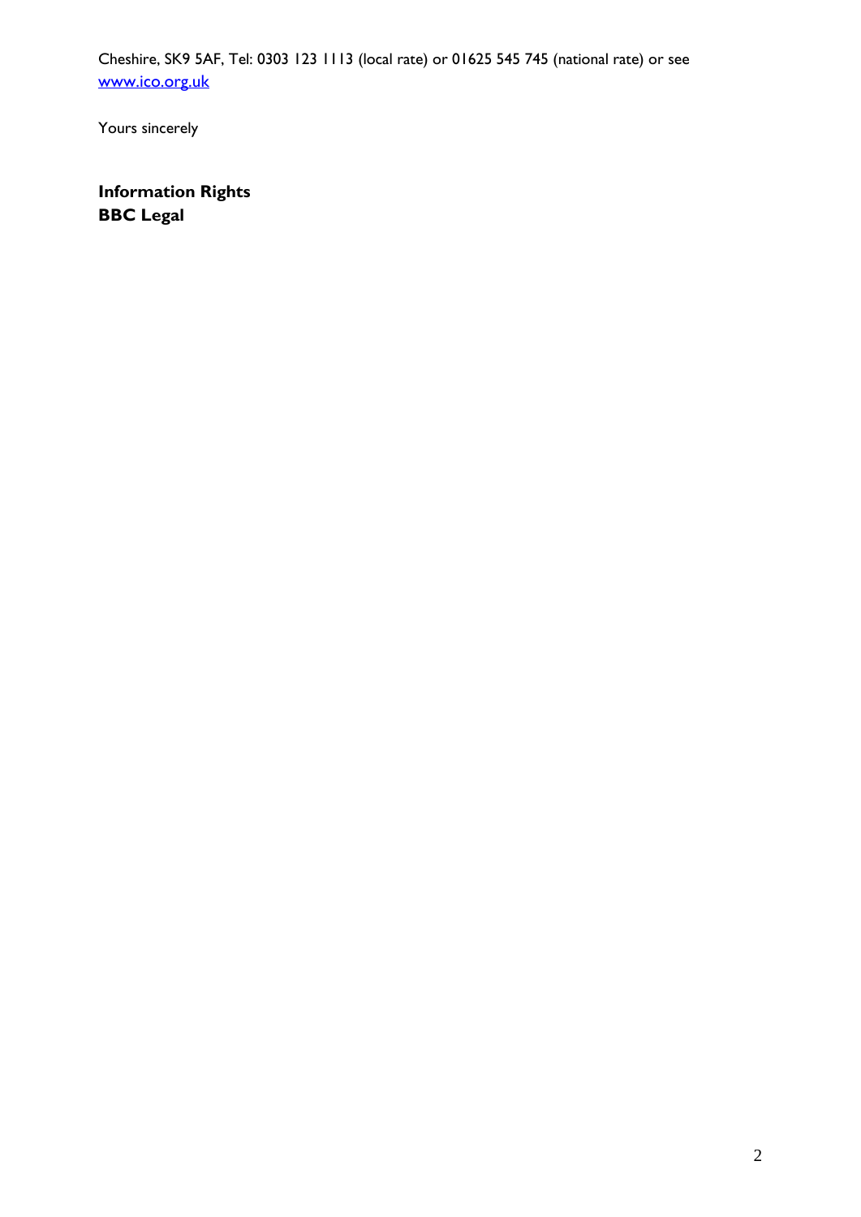Cheshire, SK9 5AF, Tel: 0303 123 1113 (local rate) or 01625 545 745 (national rate) or see [www.ico.org.uk](http://www.ico.org.uk)

Yours sincerely

**Information Rights**
**BBC Legal**